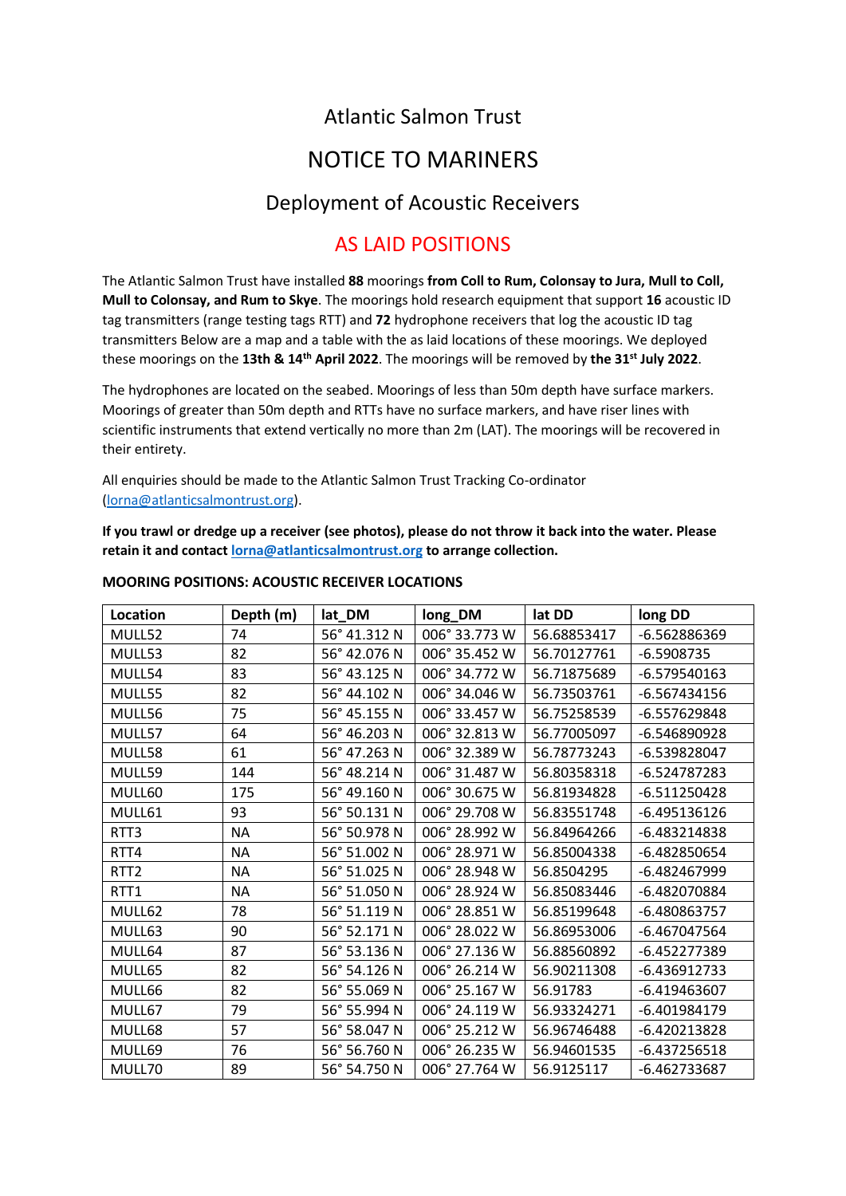# Atlantic Salmon Trust

## NOTICE TO MARINERS

### Deployment of Acoustic Receivers

### AS LAID POSITIONS

The Atlantic Salmon Trust have installed **88** moorings **from Coll to Rum, Colonsay to Jura, Mull to Coll, Mull to Colonsay, and Rum to Skye**. The moorings hold research equipment that support **16** acoustic ID tag transmitters (range testing tags RTT) and **72** hydrophone receivers that log the acoustic ID tag transmitters Below are a map and a table with the as laid locations of these moorings. We deployed these moorings on the **13th & 14th April 2022**. The moorings will be removed by **the 31st July 2022**.

The hydrophones are located on the seabed. Moorings of less than 50m depth have surface markers. Moorings of greater than 50m depth and RTTs have no surface markers, and have riser lines with scientific instruments that extend vertically no more than 2m (LAT). The moorings will be recovered in their entirety.

All enquiries should be made to the Atlantic Salmon Trust Tracking Co-ordinator (lorna@atlanticsalmontrust.org).

**If you trawl or dredge up a receiver (see photos), please do not throw it back into the water. Please retain it and contact lorna@atlanticsalmontrust.org to arrange collection.**

**MOORING POSITIONS: ACOUSTIC RECEIVER LOCATIONS**

| Location | Depth (m) | lat_DM | long_DM | lat DD | long DD |
|---|---|---|---|---|---|
| MULL52 | 74 | 56° 41.312 N | 006° 33.773 W | 56.68853417 | -6.562886369 |
| MULL53 | 82 | 56° 42.076 N | 006° 35.452 W | 56.70127761 | -6.5908735 |
| MULL54 | 83 | 56° 43.125 N | 006° 34.772 W | 56.71875689 | -6.579540163 |
| MULL55 | 82 | 56° 44.102 N | 006° 34.046 W | 56.73503761 | -6.567434156 |
| MULL56 | 75 | 56° 45.155 N | 006° 33.457 W | 56.75258539 | -6.557629848 |
| MULL57 | 64 | 56° 46.203 N | 006° 32.813 W | 56.77005097 | -6.546890928 |
| MULL58 | 61 | 56° 47.263 N | 006° 32.389 W | 56.78773243 | -6.539828047 |
| MULL59 | 144 | 56° 48.214 N | 006° 31.487 W | 56.80358318 | -6.524787283 |
| MULL60 | 175 | 56° 49.160 N | 006° 30.675 W | 56.81934828 | -6.511250428 |
| MULL61 | 93 | 56° 50.131 N | 006° 29.708 W | 56.83551748 | -6.495136126 |
| RTT3 | NA | 56° 50.978 N | 006° 28.992 W | 56.84964266 | -6.483214838 |
| RTT4 | NA | 56° 51.002 N | 006° 28.971 W | 56.85004338 | -6.482850654 |
| RTT2 | NA | 56° 51.025 N | 006° 28.948 W | 56.8504295 | -6.482467999 |
| RTT1 | NA | 56° 51.050 N | 006° 28.924 W | 56.85083446 | -6.482070884 |
| MULL62 | 78 | 56° 51.119 N | 006° 28.851 W | 56.85199648 | -6.480863757 |
| MULL63 | 90 | 56° 52.171 N | 006° 28.022 W | 56.86953006 | -6.467047564 |
| MULL64 | 87 | 56° 53.136 N | 006° 27.136 W | 56.88560892 | -6.452277389 |
| MULL65 | 82 | 56° 54.126 N | 006° 26.214 W | 56.90211308 | -6.436912733 |
| MULL66 | 82 | 56° 55.069 N | 006° 25.167 W | 56.91783 | -6.419463607 |
| MULL67 | 79 | 56° 55.994 N | 006° 24.119 W | 56.93324271 | -6.401984179 |
| MULL68 | 57 | 56° 58.047 N | 006° 25.212 W | 56.96746488 | -6.420213828 |
| MULL69 | 76 | 56° 56.760 N | 006° 26.235 W | 56.94601535 | -6.437256518 |
| MULL70 | 89 | 56° 54.750 N | 006° 27.764 W | 56.9125117 | -6.462733687 |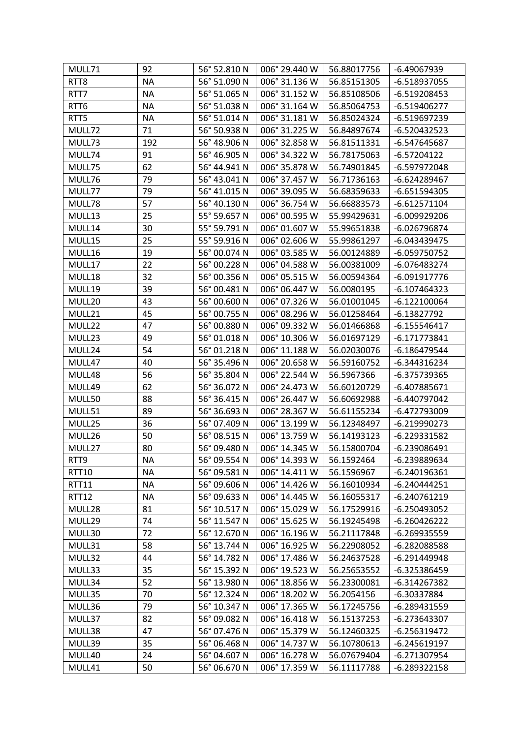| MULL71 | 92 | 56° 52.810 N | 006° 29.440 W | 56.88017756 | -6.49067939 |
|---|---|---|---|---|---|
| RTT8 | NA | 56° 51.090 N | 006° 31.136 W | 56.85151305 | -6.518937055 |
| RTT7 | NA | 56° 51.065 N | 006° 31.152 W | 56.85108506 | -6.519208453 |
| RTT6 | NA | 56° 51.038 N | 006° 31.164 W | 56.85064753 | -6.519406277 |
| RTT5 | NA | 56° 51.014 N | 006° 31.181 W | 56.85024324 | -6.519697239 |
| MULL72 | 71 | 56° 50.938 N | 006° 31.225 W | 56.84897674 | -6.520432523 |
| MULL73 | 192 | 56° 48.906 N | 006° 32.858 W | 56.81511331 | -6.547645687 |
| MULL74 | 91 | 56° 46.905 N | 006° 34.322 W | 56.78175063 | -6.57204122 |
| MULL75 | 62 | 56° 44.941 N | 006° 35.878 W | 56.74901845 | -6.597972048 |
| MULL76 | 79 | 56° 43.041 N | 006° 37.457 W | 56.71736163 | -6.624289467 |
| MULL77 | 79 | 56° 41.015 N | 006° 39.095 W | 56.68359633 | -6.651594305 |
| MULL78 | 57 | 56° 40.130 N | 006° 36.754 W | 56.66883573 | -6.612571104 |
| MULL13 | 25 | 55° 59.657 N | 006° 00.595 W | 55.99429631 | -6.009929206 |
| MULL14 | 30 | 55° 59.791 N | 006° 01.607 W | 55.99651838 | -6.026796874 |
| MULL15 | 25 | 55° 59.916 N | 006° 02.606 W | 55.99861297 | -6.043439475 |
| MULL16 | 19 | 56° 00.074 N | 006° 03.585 W | 56.00124889 | -6.059750752 |
| MULL17 | 22 | 56° 00.228 N | 006° 04.588 W | 56.00381009 | -6.076483274 |
| MULL18 | 32 | 56° 00.356 N | 006° 05.515 W | 56.00594364 | -6.091917776 |
| MULL19 | 39 | 56° 00.481 N | 006° 06.447 W | 56.0080195 | -6.107464323 |
| MULL20 | 43 | 56° 00.600 N | 006° 07.326 W | 56.01001045 | -6.122100064 |
| MULL21 | 45 | 56° 00.755 N | 006° 08.296 W | 56.01258464 | -6.13827792 |
| MULL22 | 47 | 56° 00.880 N | 006° 09.332 W | 56.01466868 | -6.155546417 |
| MULL23 | 49 | 56° 01.018 N | 006° 10.306 W | 56.01697129 | -6.171773841 |
| MULL24 | 54 | 56° 01.218 N | 006° 11.188 W | 56.02030076 | -6.186479544 |
| MULL47 | 40 | 56° 35.496 N | 006° 20.658 W | 56.59160752 | -6.344316234 |
| MULL48 | 56 | 56° 35.804 N | 006° 22.544 W | 56.5967366 | -6.375739365 |
| MULL49 | 62 | 56° 36.072 N | 006° 24.473 W | 56.60120729 | -6.407885671 |
| MULL50 | 88 | 56° 36.415 N | 006° 26.447 W | 56.60692988 | -6.440797042 |
| MULL51 | 89 | 56° 36.693 N | 006° 28.367 W | 56.61155234 | -6.472793009 |
| MULL25 | 36 | 56° 07.409 N | 006° 13.199 W | 56.12348497 | -6.219990273 |
| MULL26 | 50 | 56° 08.515 N | 006° 13.759 W | 56.14193123 | -6.229331582 |
| MULL27 | 80 | 56° 09.480 N | 006° 14.345 W | 56.15800704 | -6.239086491 |
| RTT9 | NA | 56° 09.554 N | 006° 14.393 W | 56.1592464 | -6.239889634 |
| RTT10 | NA | 56° 09.581 N | 006° 14.411 W | 56.1596967 | -6.240196361 |
| RTT11 | NA | 56° 09.606 N | 006° 14.426 W | 56.16010934 | -6.240444251 |
| RTT12 | NA | 56° 09.633 N | 006° 14.445 W | 56.16055317 | -6.240761219 |
| MULL28 | 81 | 56° 10.517 N | 006° 15.029 W | 56.17529916 | -6.250493052 |
| MULL29 | 74 | 56° 11.547 N | 006° 15.625 W | 56.19245498 | -6.260426222 |
| MULL30 | 72 | 56° 12.670 N | 006° 16.196 W | 56.21117848 | -6.269935559 |
| MULL31 | 58 | 56° 13.744 N | 006° 16.925 W | 56.22908052 | -6.282088588 |
| MULL32 | 44 | 56° 14.782 N | 006° 17.486 W | 56.24637528 | -6.291449948 |
| MULL33 | 35 | 56° 15.392 N | 006° 19.523 W | 56.25653552 | -6.325386459 |
| MULL34 | 52 | 56° 13.980 N | 006° 18.856 W | 56.23300081 | -6.314267382 |
| MULL35 | 70 | 56° 12.324 N | 006° 18.202 W | 56.2054156 | -6.30337884 |
| MULL36 | 79 | 56° 10.347 N | 006° 17.365 W | 56.17245756 | -6.289431559 |
| MULL37 | 82 | 56° 09.082 N | 006° 16.418 W | 56.15137253 | -6.273643307 |
| MULL38 | 47 | 56° 07.476 N | 006° 15.379 W | 56.12460325 | -6.256319472 |
| MULL39 | 35 | 56° 06.468 N | 006° 14.737 W | 56.10780613 | -6.245619197 |
| MULL40 | 24 | 56° 04.607 N | 006° 16.278 W | 56.07679404 | -6.271307954 |
| MULL41 | 50 | 56° 06.670 N | 006° 17.359 W | 56.11117788 | -6.289322158 |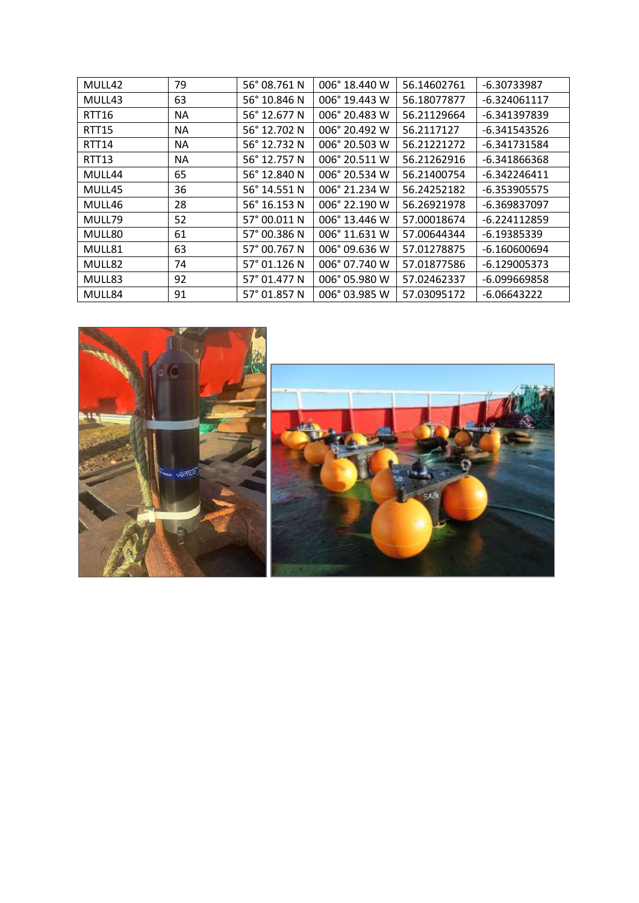| MULL42 | 79 | 56° 08.761 N | 006° 18.440 W | 56.14602761 | -6.30733987 |
|---|---|---|---|---|---|
| MULL43 | 63 | 56° 10.846 N | 006° 19.443 W | 56.18077877 | -6.324061117 |
| RTT16 | NA | 56° 12.677 N | 006° 20.483 W | 56.21129664 | -6.341397839 |
| RTT15 | NA | 56° 12.702 N | 006° 20.492 W | 56.2117127 | -6.341543526 |
| RTT14 | NA | 56° 12.732 N | 006° 20.503 W | 56.21221272 | -6.341731584 |
| RTT13 | NA | 56° 12.757 N | 006° 20.511 W | 56.21262916 | -6.341866368 |
| MULL44 | 65 | 56° 12.840 N | 006° 20.534 W | 56.21400754 | -6.342246411 |
| MULL45 | 36 | 56° 14.551 N | 006° 21.234 W | 56.24252182 | -6.353905575 |
| MULL46 | 28 | 56° 16.153 N | 006° 22.190 W | 56.26921978 | -6.369837097 |
| MULL79 | 52 | 57° 00.011 N | 006° 13.446 W | 57.00018674 | -6.224112859 |
| MULL80 | 61 | 57° 00.386 N | 006° 11.631 W | 57.00644344 | -6.19385339 |
| MULL81 | 63 | 57° 00.767 N | 006° 09.636 W | 57.01278875 | -6.160600694 |
| MULL82 | 74 | 57° 01.126 N | 006° 07.740 W | 57.01877586 | -6.129005373 |
| MULL83 | 92 | 57° 01.477 N | 006° 05.980 W | 57.02462337 | -6.099669858 |
| MULL84 | 91 | 57° 01.857 N | 006° 03.985 W | 57.03095172 | -6.06643222 |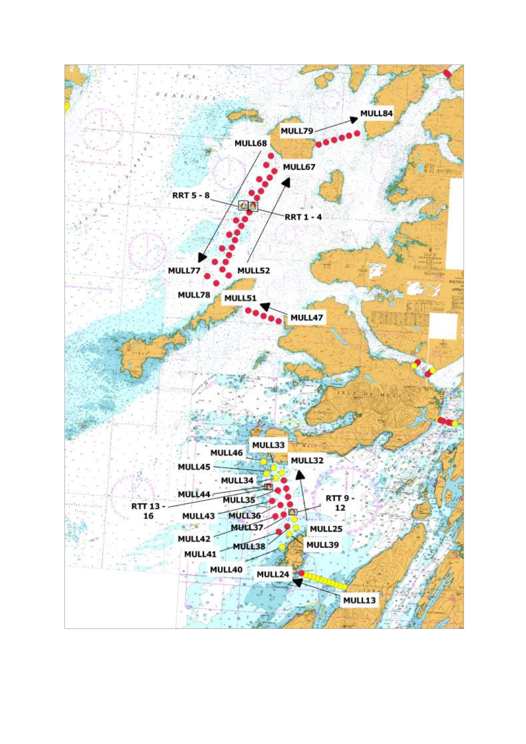MULL84

MULL79

MULL68

MULL67

RRT 5 - 8

RRT 1 - 4

MULL77

MULL52

MULL78

MULL51

MULL47

MULL33

MULL46

MULL32

MULL45

MULL34

MULL44

MULL35

RTT 13 - 16

RTT 9 - 12

MULL43

MULL36

MULL37

MULL25

MULL42

MULL38

MULL39

MULL41

MULL40

MULL24

MULL13